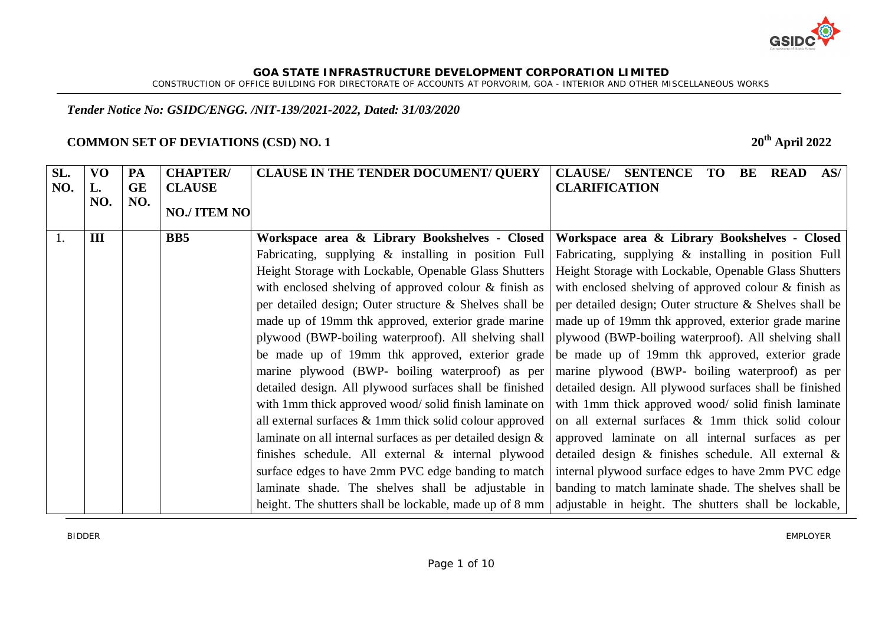**GOA STATE INFRASTRUCTURE DEVELOPMENT CORPORATION LIMITED**

CONSTRUCTION OF OFFICE BUILDING FOR DIRECTORATE OF ACCOUNTS AT PORVORIM, GOA - INTERIOR AND OTHER MISCELLANEOUS WORKS

*Tender Notice No: GSIDC/ENGG. /NIT-139/2021-2022, Dated: 31/03/2020*

**COMMON SET OF DEVIATIONS (CSD) NO. 1** — **20th April 2022**

| SL. NO. | VOL. NO. | PAGE NO. | CHAPTER/ CLAUSE NO./ ITEM NO | CLAUSE IN THE TENDER DOCUMENT/ QUERY | CLAUSE/ SENTENCE TO BE READ AS/ CLARIFICATION |
|---|---|---|---|---|---|
| 1. | III | | BB5 | **Workspace area & Library Bookshelves - Closed** Fabricating, supplying & installing in position Full Height Storage with Lockable, Openable Glass Shutters with enclosed shelving of approved colour & finish as per detailed design; Outer structure & Shelves shall be made up of 19mm thk approved, exterior grade marine plywood (BWP-boiling waterproof). All shelving shall be made up of 19mm thk approved, exterior grade marine plywood (BWP- boiling waterproof) as per detailed design. All plywood surfaces shall be finished with 1mm thick approved wood/ solid finish laminate on all external surfaces & 1mm thick solid colour approved laminate on all internal surfaces as per detailed design & finishes schedule. All external & internal plywood surface edges to have 2mm PVC edge banding to match laminate shade. The shelves shall be adjustable in height. The shutters shall be lockable, made up of 8 mm | **Workspace area & Library Bookshelves - Closed** Fabricating, supplying & installing in position Full Height Storage with Lockable, Openable Glass Shutters with enclosed shelving of approved colour & finish as per detailed design; Outer structure & Shelves shall be made up of 19mm thk approved, exterior grade marine plywood (BWP-boiling waterproof). All shelving shall be made up of 19mm thk approved, exterior grade marine plywood (BWP- boiling waterproof) as per detailed design. All plywood surfaces shall be finished with 1mm thick approved wood/ solid finish laminate on all external surfaces & 1mm thick solid colour approved laminate on all internal surfaces as per detailed design & finishes schedule. All external & internal plywood surface edges to have 2mm PVC edge banding to match laminate shade. The shelves shall be adjustable in height. The shutters shall be lockable, |

BIDDER — EMPLOYER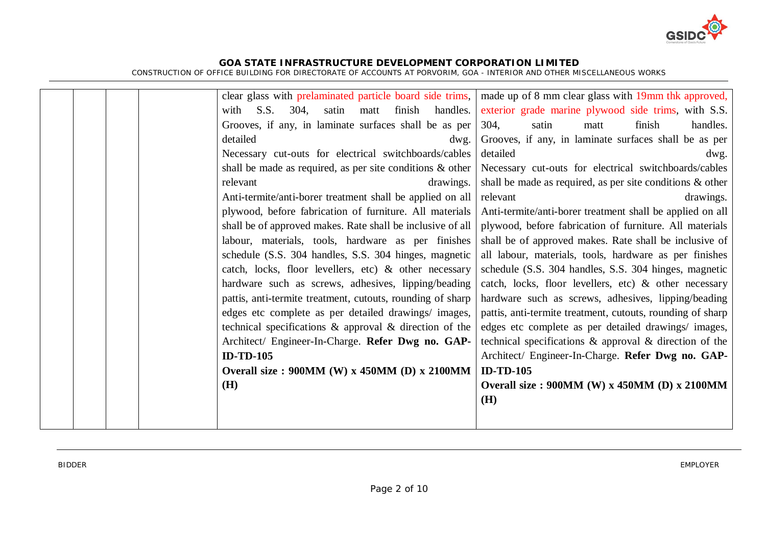|  |  |  |  | clear glass with prelaminated particle board side trims, with S.S. 304, satin matt finish handles. Grooves, if any, in laminate surfaces shall be as per detailed dwg. Necessary cut-outs for electrical switchboards/cables shall be made as required, as per site conditions & other relevant drawings. Anti-termite/anti-borer treatment shall be applied on all plywood, before fabrication of furniture. All materials shall be of approved makes. Rate shall be inclusive of all labour, materials, tools, hardware as per finishes schedule (S.S. 304 handles, S.S. 304 hinges, magnetic catch, locks, floor levellers, etc) & other necessary hardware such as screws, adhesives, lipping/beading pattis, anti-termite treatment, cutouts, rounding of sharp edges etc complete as per detailed drawings/ images, technical specifications & approval & direction of the Architect/ Engineer-In-Charge. **Refer Dwg no. GAP-ID-TD-105** **Overall size : 900MM (W) x 450MM (D) x 2100MM (H)** | made up of 8 mm clear glass with 19mm thk approved, exterior grade marine plywood side trims, with S.S. 304, satin matt finish handles. Grooves, if any, in laminate surfaces shall be as per detailed dwg. Necessary cut-outs for electrical switchboards/cables shall be made as required, as per site conditions & other relevant drawings. Anti-termite/anti-borer treatment shall be applied on all plywood, before fabrication of furniture. All materials shall be of approved makes. Rate shall be inclusive of all labour, materials, tools, hardware as per finishes schedule (S.S. 304 handles, S.S. 304 hinges, magnetic catch, locks, floor levellers, etc) & other necessary hardware such as screws, adhesives, lipping/beading pattis, anti-termite treatment, cutouts, rounding of sharp edges etc complete as per detailed drawings/ images, technical specifications & approval & direction of the Architect/ Engineer-In-Charge. **Refer Dwg no. GAP-ID-TD-105** **Overall size : 900MM (W) x 450MM (D) x 2100MM (H)** |
|---|---|---|---|---|---|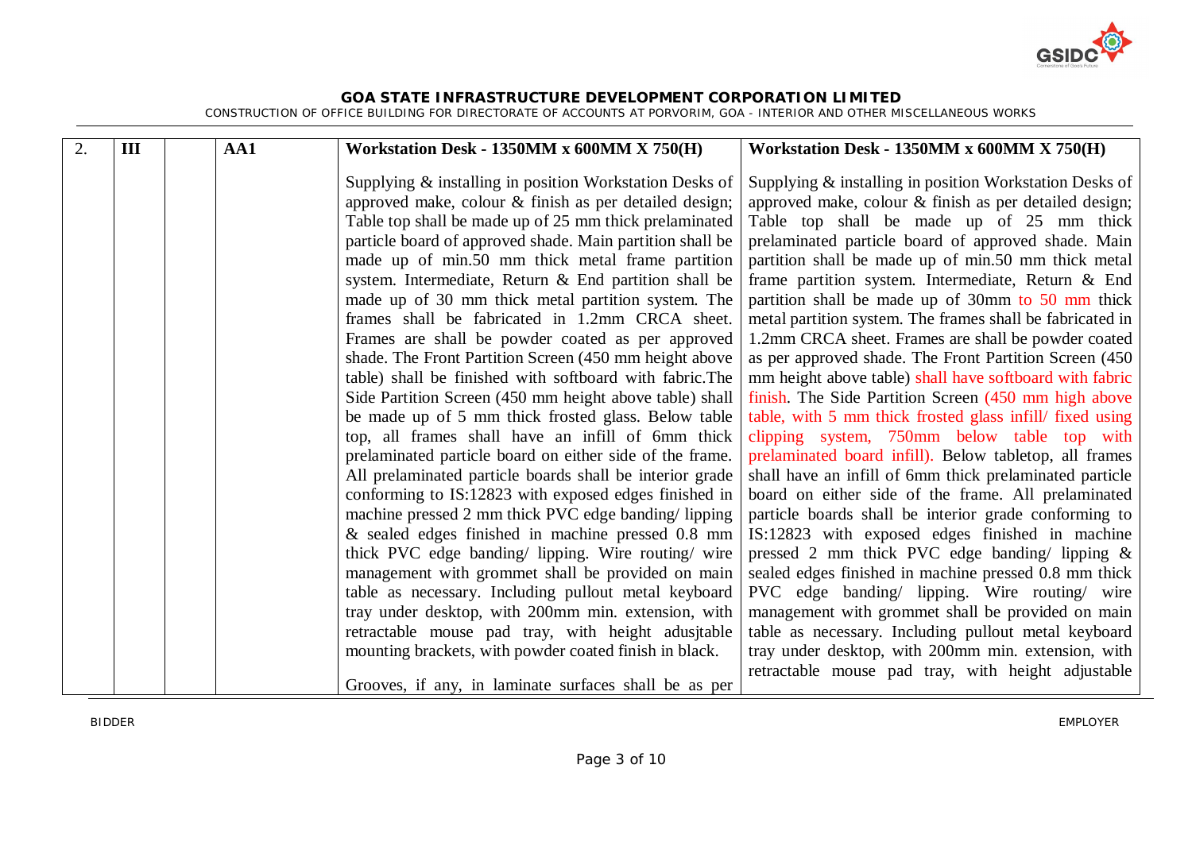| 2. | III | | AA1 | **Workstation Desk - 1350MM x 600MM X 750(H)**<br><br>Supplying & installing in position Workstation Desks of approved make, colour & finish as per detailed design; Table top shall be made up of 25 mm thick prelaminated particle board of approved shade. Main partition shall be made up of min.50 mm thick metal frame partition system. Intermediate, Return & End partition shall be made up of 30 mm thick metal partition system. The frames shall be fabricated in 1.2mm CRCA sheet. Frames are shall be powder coated as per approved shade. The Front Partition Screen (450 mm height above table) shall be finished with softboard with fabric.The Side Partition Screen (450 mm height above table) shall be made up of 5 mm thick frosted glass. Below table top, all frames shall have an infill of 6mm thick prelaminated particle board on either side of the frame. All prelaminated particle boards shall be interior grade conforming to IS:12823 with exposed edges finished in machine pressed 2 mm thick PVC edge banding/ lipping & sealed edges finished in machine pressed 0.8 mm thick PVC edge banding/ lipping. Wire routing/ wire management with grommet shall be provided on main table as necessary. Including pullout metal keyboard tray under desktop, with 200mm min. extension, with retractable mouse pad tray, with height adusjtable mounting brackets, with powder coated finish in black.<br><br>Grooves, if any, in laminate surfaces shall be as per | **Workstation Desk - 1350MM x 600MM X 750(H)**<br><br>Supplying & installing in position Workstation Desks of approved make, colour & finish as per detailed design; Table top shall be made up of 25 mm thick prelaminated particle board of approved shade. Main partition shall be made up of min.50 mm thick metal frame partition system. Intermediate, Return & End partition shall be made up of 30mm to 50 mm thick metal partition system. The frames shall be fabricated in 1.2mm CRCA sheet. Frames are shall be powder coated as per approved shade. The Front Partition Screen (450 mm height above table) shall have softboard with fabric finish. The Side Partition Screen (450 mm high above table, with 5 mm thick frosted glass infill/ fixed using clipping system, 750mm below table top with prelaminated board infill). Below tabletop, all frames shall have an infill of 6mm thick prelaminated particle board on either side of the frame. All prelaminated particle boards shall be interior grade conforming to IS:12823 with exposed edges finished in machine pressed 2 mm thick PVC edge banding/ lipping & sealed edges finished in machine pressed 0.8 mm thick PVC edge banding/ lipping. Wire routing/ wire management with grommet shall be provided on main table as necessary. Including pullout metal keyboard tray under desktop, with 200mm min. extension, with retractable mouse pad tray, with height adjustable |
|---|---|---|---|---|---|

BIDDER EMPLOYER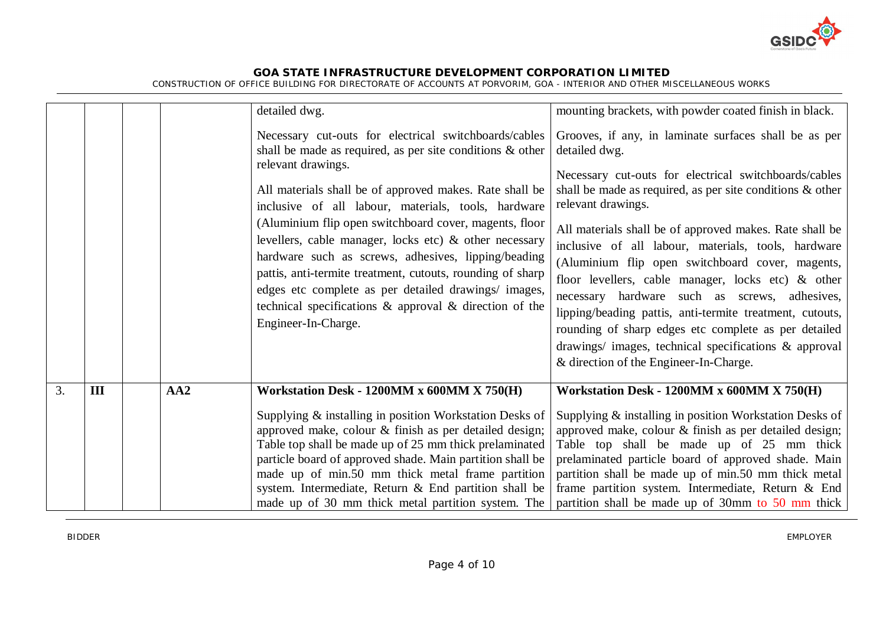| | | | | | |
|---|---|---|---|---|---|
| | | | | detailed dwg.<br><br>Necessary cut-outs for electrical switchboards/cables shall be made as required, as per site conditions & other relevant drawings.<br><br>All materials shall be of approved makes. Rate shall be inclusive of all labour, materials, tools, hardware (Aluminium flip open switchboard cover, magents, floor levellers, cable manager, locks etc) & other necessary hardware such as screws, adhesives, lipping/beading pattis, anti-termite treatment, cutouts, rounding of sharp edges etc complete as per detailed drawings/ images, technical specifications & approval & direction of the Engineer-In-Charge. | mounting brackets, with powder coated finish in black.<br><br>Grooves, if any, in laminate surfaces shall be as per detailed dwg.<br><br>Necessary cut-outs for electrical switchboards/cables shall be made as required, as per site conditions & other relevant drawings.<br><br>All materials shall be of approved makes. Rate shall be inclusive of all labour, materials, tools, hardware (Aluminium flip open switchboard cover, magents, floor levellers, cable manager, locks etc) & other necessary hardware such as screws, adhesives, lipping/beading pattis, anti-termite treatment, cutouts, rounding of sharp edges etc complete as per detailed drawings/ images, technical specifications & approval & direction of the Engineer-In-Charge. |
| 3. | **III** | | **AA2** | **Workstation Desk - 1200MM x 600MM X 750(H)**<br><br>Supplying & installing in position Workstation Desks of approved make, colour & finish as per detailed design; Table top shall be made up of 25 mm thick prelaminated particle board of approved shade. Main partition shall be made up of min.50 mm thick metal frame partition system. Intermediate, Return & End partition shall be made up of 30 mm thick metal partition system. The | **Workstation Desk - 1200MM x 600MM X 750(H)**<br><br>Supplying & installing in position Workstation Desks of approved make, colour & finish as per detailed design; Table top shall be made up of 25 mm thick prelaminated particle board of approved shade. Main partition shall be made up of min.50 mm thick metal frame partition system. Intermediate, Return & End partition shall be made up of 30mm to 50 mm thick |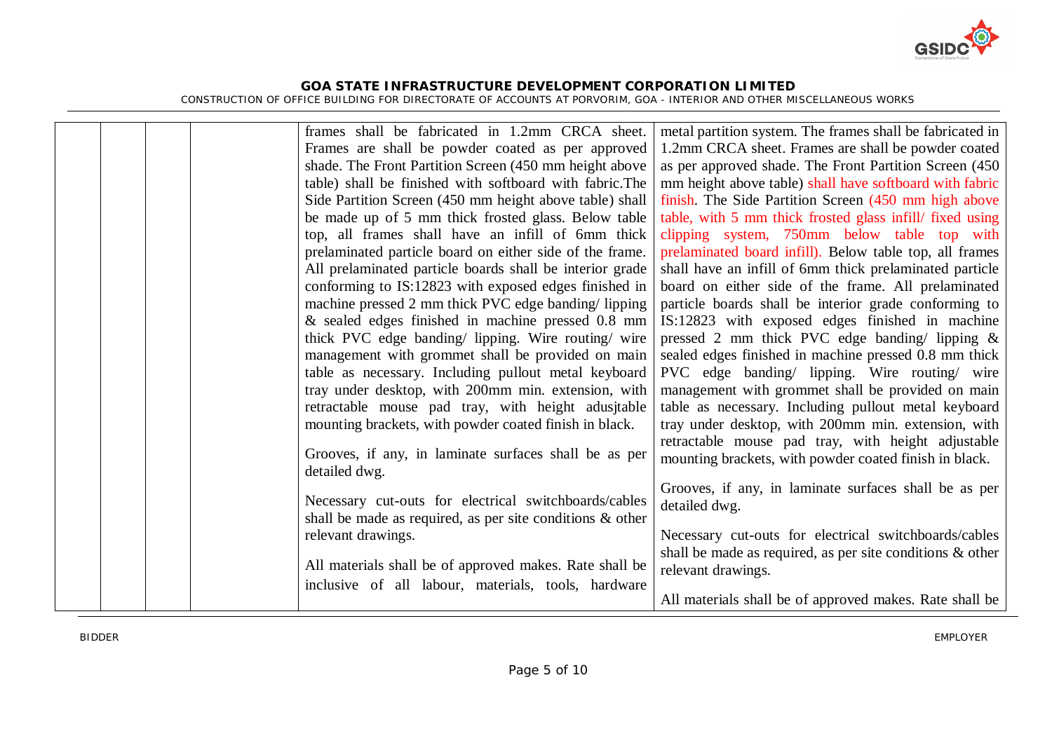| | | | | | |
|---|---|---|---|---|---|
| | | | | frames shall be fabricated in 1.2mm CRCA sheet. Frames are shall be powder coated as per approved shade. The Front Partition Screen (450 mm height above table) shall be finished with softboard with fabric.The Side Partition Screen (450 mm height above table) shall be made up of 5 mm thick frosted glass. Below table top, all frames shall have an infill of 6mm thick prelaminated particle board on either side of the frame. All prelaminated particle boards shall be interior grade conforming to IS:12823 with exposed edges finished in machine pressed 2 mm thick PVC edge banding/ lipping & sealed edges finished in machine pressed 0.8 mm thick PVC edge banding/ lipping. Wire routing/ wire management with grommet shall be provided on main table as necessary. Including pullout metal keyboard tray under desktop, with 200mm min. extension, with retractable mouse pad tray, with height adusjtable mounting brackets, with powder coated finish in black.<br><br>Grooves, if any, in laminate surfaces shall be as per detailed dwg.<br><br>Necessary cut-outs for electrical switchboards/cables shall be made as required, as per site conditions & other relevant drawings.<br><br>All materials shall be of approved makes. Rate shall be inclusive of all labour, materials, tools, hardware | metal partition system. The frames shall be fabricated in 1.2mm CRCA sheet. Frames are shall be powder coated as per approved shade. The Front Partition Screen (450 mm height above table) shall have softboard with fabric finish. The Side Partition Screen (450 mm high above table, with 5 mm thick frosted glass infill/ fixed using clipping system, 750mm below table top with prelaminated board infill). Below table top, all frames shall have an infill of 6mm thick prelaminated particle board on either side of the frame. All prelaminated particle boards shall be interior grade conforming to IS:12823 with exposed edges finished in machine pressed 2 mm thick PVC edge banding/ lipping & sealed edges finished in machine pressed 0.8 mm thick PVC edge banding/ lipping. Wire routing/ wire management with grommet shall be provided on main table as necessary. Including pullout metal keyboard tray under desktop, with 200mm min. extension, with retractable mouse pad tray, with height adjustable mounting brackets, with powder coated finish in black.<br><br>Grooves, if any, in laminate surfaces shall be as per detailed dwg.<br><br>Necessary cut-outs for electrical switchboards/cables shall be made as required, as per site conditions & other relevant drawings.<br><br>All materials shall be of approved makes. Rate shall be |

BIDDER EMPLOYER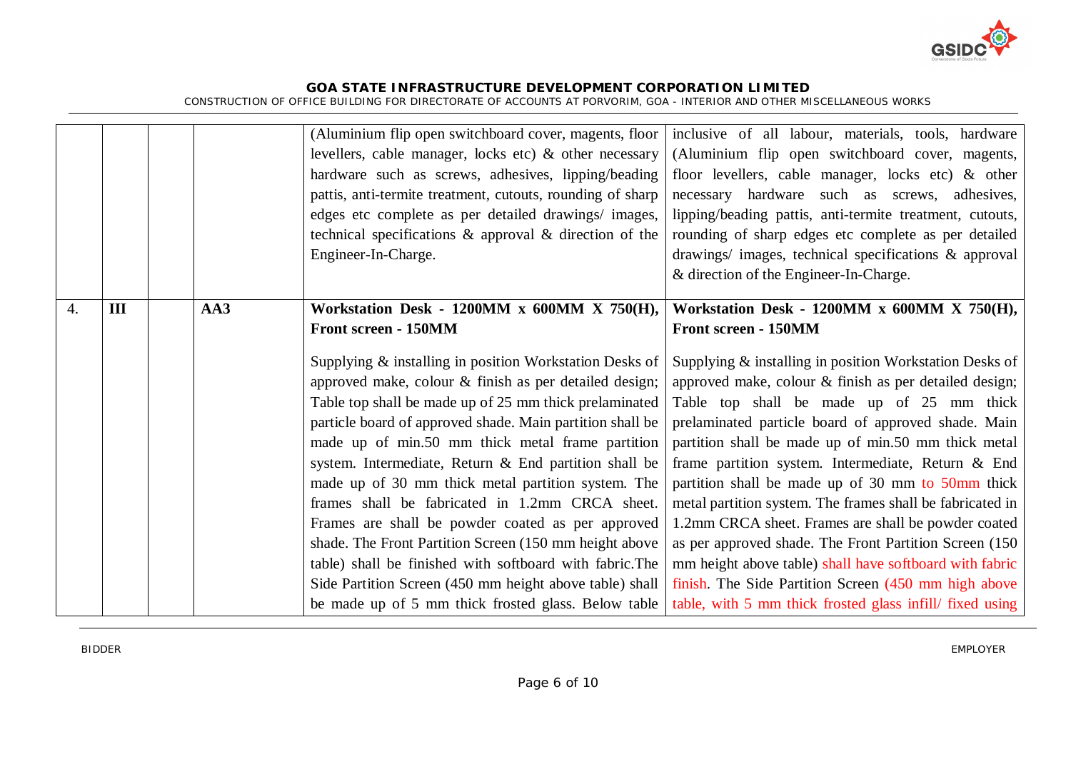| | | | | | |
|---|---|---|---|---|---|
| | | | | (Aluminium flip open switchboard cover, magents, floor levellers, cable manager, locks etc) & other necessary hardware such as screws, adhesives, lipping/beading pattis, anti-termite treatment, cutouts, rounding of sharp edges etc complete as per detailed drawings/ images, technical specifications & approval & direction of the Engineer-In-Charge. | inclusive of all labour, materials, tools, hardware (Aluminium flip open switchboard cover, magents, floor levellers, cable manager, locks etc) & other necessary hardware such as screws, adhesives, lipping/beading pattis, anti-termite treatment, cutouts, rounding of sharp edges etc complete as per detailed drawings/ images, technical specifications & approval & direction of the Engineer-In-Charge. |
| 4. | **III** | | **AA3** | **Workstation Desk - 1200MM x 600MM X 750(H), Front screen - 150MM**<br><br>Supplying & installing in position Workstation Desks of approved make, colour & finish as per detailed design; Table top shall be made up of 25 mm thick prelaminated particle board of approved shade. Main partition shall be made up of min.50 mm thick metal frame partition system. Intermediate, Return & End partition shall be made up of 30 mm thick metal partition system. The frames shall be fabricated in 1.2mm CRCA sheet. Frames are shall be powder coated as per approved shade. The Front Partition Screen (150 mm height above table) shall be finished with softboard with fabric.The Side Partition Screen (450 mm height above table) shall be made up of 5 mm thick frosted glass. Below table | **Workstation Desk - 1200MM x 600MM X 750(H), Front screen - 150MM**<br><br>Supplying & installing in position Workstation Desks of approved make, colour & finish as per detailed design; Table top shall be made up of 25 mm thick prelaminated particle board of approved shade. Main partition shall be made up of min.50 mm thick metal frame partition system. Intermediate, Return & End partition shall be made up of 30 mm to 50mm thick metal partition system. The frames shall be fabricated in 1.2mm CRCA sheet. Frames are shall be powder coated as per approved shade. The Front Partition Screen (150 mm height above table) shall have softboard with fabric finish. The Side Partition Screen (450 mm high above table, with 5 mm thick frosted glass infill/ fixed using |

BIDDER EMPLOYER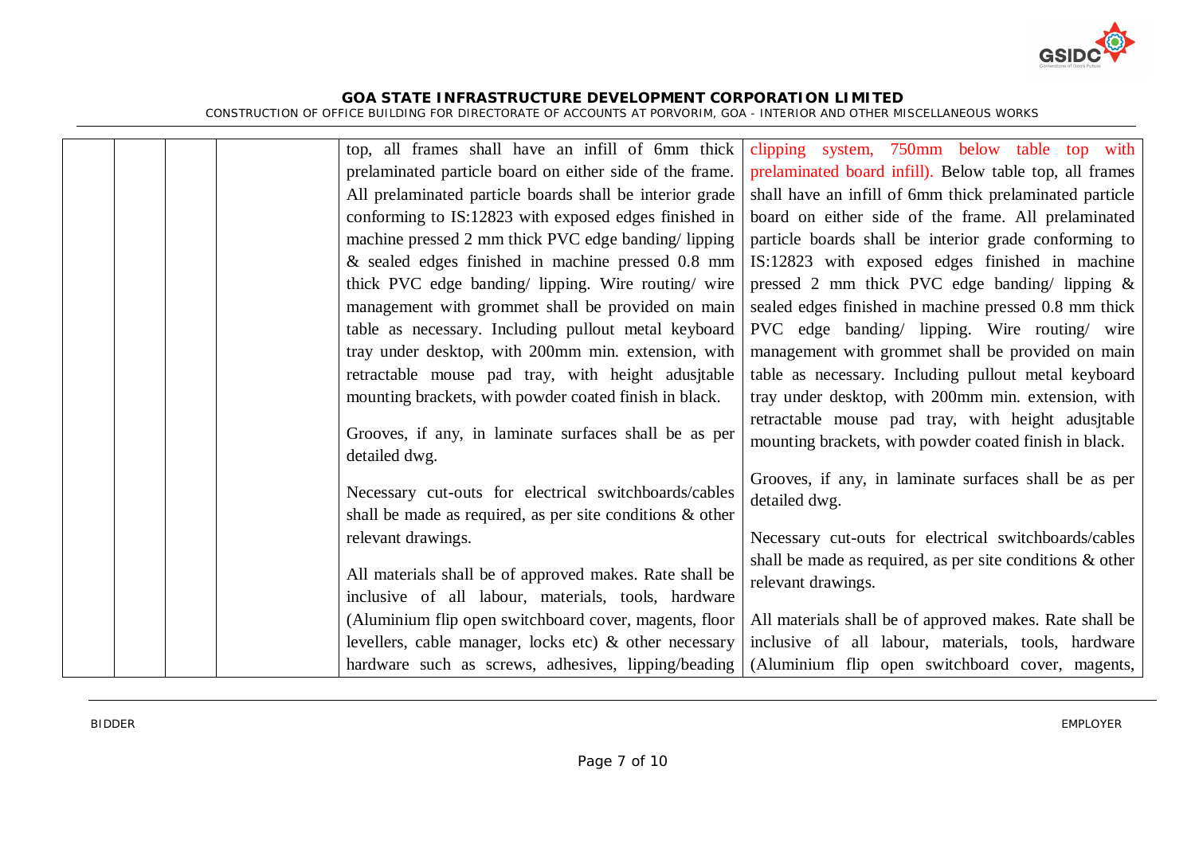| | | | | top, all frames shall have an infill of 6mm thick prelaminated particle board on either side of the frame. All prelaminated particle boards shall be interior grade conforming to IS:12823 with exposed edges finished in machine pressed 2 mm thick PVC edge banding/ lipping & sealed edges finished in machine pressed 0.8 mm thick PVC edge banding/ lipping. Wire routing/ wire management with grommet shall be provided on main table as necessary. Including pullout metal keyboard tray under desktop, with 200mm min. extension, with retractable mouse pad tray, with height adusjtable mounting brackets, with powder coated finish in black.<br><br>Grooves, if any, in laminate surfaces shall be as per detailed dwg.<br><br>Necessary cut-outs for electrical switchboards/cables shall be made as required, as per site conditions & other relevant drawings.<br><br>All materials shall be of approved makes. Rate shall be inclusive of all labour, materials, tools, hardware (Aluminium flip open switchboard cover, magents, floor levellers, cable manager, locks etc) & other necessary hardware such as screws, adhesives, lipping/beading | clipping system, 750mm below table top with prelaminated board infill). Below table top, all frames shall have an infill of 6mm thick prelaminated particle board on either side of the frame. All prelaminated particle boards shall be interior grade conforming to IS:12823 with exposed edges finished in machine pressed 2 mm thick PVC edge banding/ lipping & sealed edges finished in machine pressed 0.8 mm thick PVC edge banding/ lipping. Wire routing/ wire management with grommet shall be provided on main table as necessary. Including pullout metal keyboard tray under desktop, with 200mm min. extension, with retractable mouse pad tray, with height adusjtable mounting brackets, with powder coated finish in black.<br><br>Grooves, if any, in laminate surfaces shall be as per detailed dwg.<br><br>Necessary cut-outs for electrical switchboards/cables shall be made as required, as per site conditions & other relevant drawings.<br><br>All materials shall be of approved makes. Rate shall be inclusive of all labour, materials, tools, hardware (Aluminium flip open switchboard cover, magents, |
|---|---|---|---|---|---|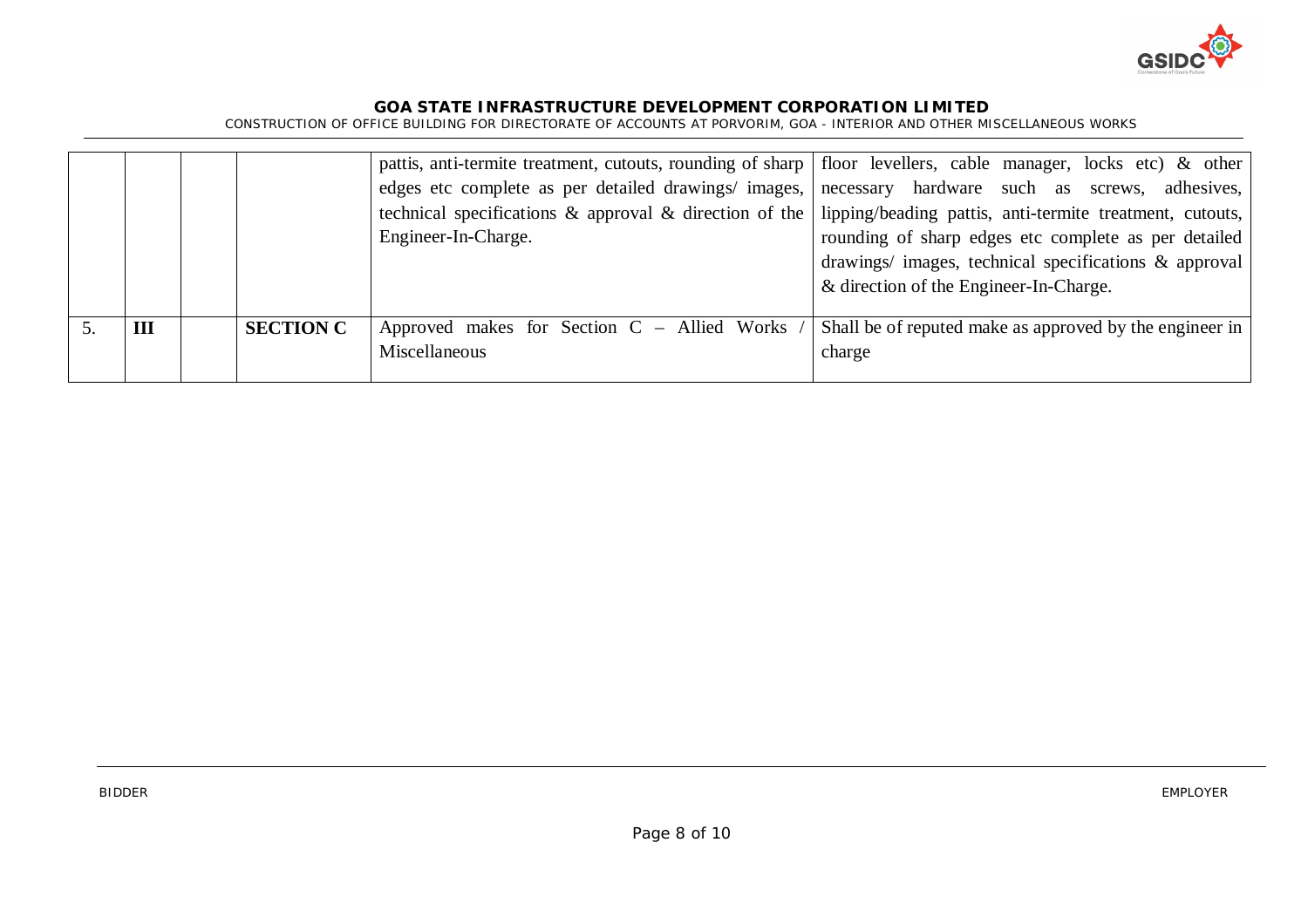| | | | | | |
|---|---|---|---|---|---|
| | | | | pattis, anti-termite treatment, cutouts, rounding of sharp edges etc complete as per detailed drawings/ images, technical specifications & approval & direction of the Engineer-In-Charge. | floor levellers, cable manager, locks etc) & other necessary hardware such as screws, adhesives, lipping/beading pattis, anti-termite treatment, cutouts, rounding of sharp edges etc complete as per detailed drawings/ images, technical specifications & approval & direction of the Engineer-In-Charge. |
| 5. | **III** | | **SECTION C** | Approved makes for Section C – Allied Works / Miscellaneous | Shall be of reputed make as approved by the engineer in charge |

BIDDER EMPLOYER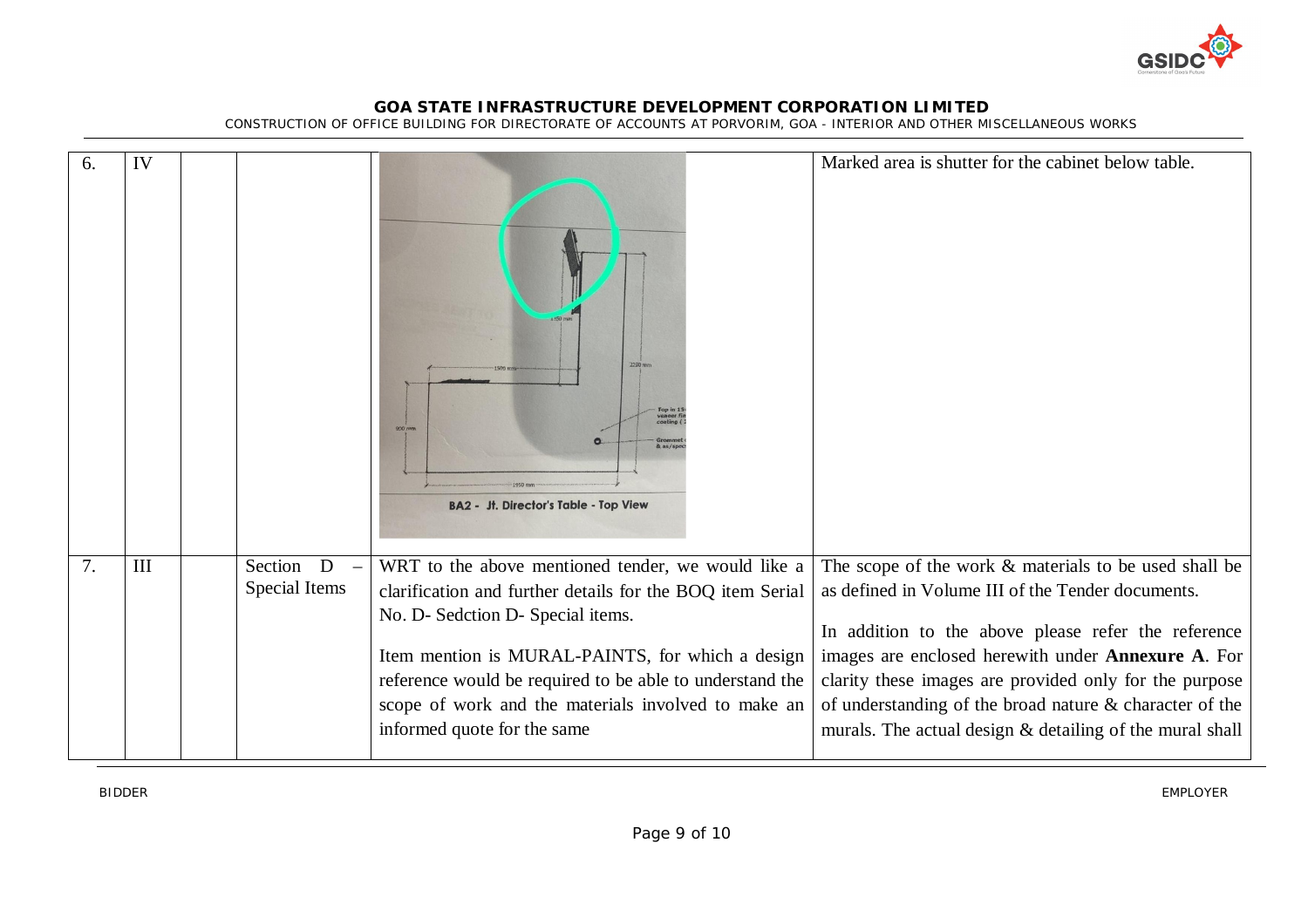| 6. | IV | | | BA2 - Jt. Director's Table - Top View | Marked area is shutter for the cabinet below table. |
|---|---|---|---|---|---|
| 7. | III | | Section D – Special Items | WRT to the above mentioned tender, we would like a clarification and further details for the BOQ item Serial No. D- Sedction D- Special items.<br><br>Item mention is MURAL-PAINTS, for which a design reference would be required to be able to understand the scope of work and the materials involved to make an informed quote for the same | The scope of the work & materials to be used shall be as defined in Volume III of the Tender documents.<br><br>In addition to the above please refer the reference images are enclosed herewith under **Annexure A**. For clarity these images are provided only for the purpose of understanding of the broad nature & character of the murals. The actual design & detailing of the mural shall |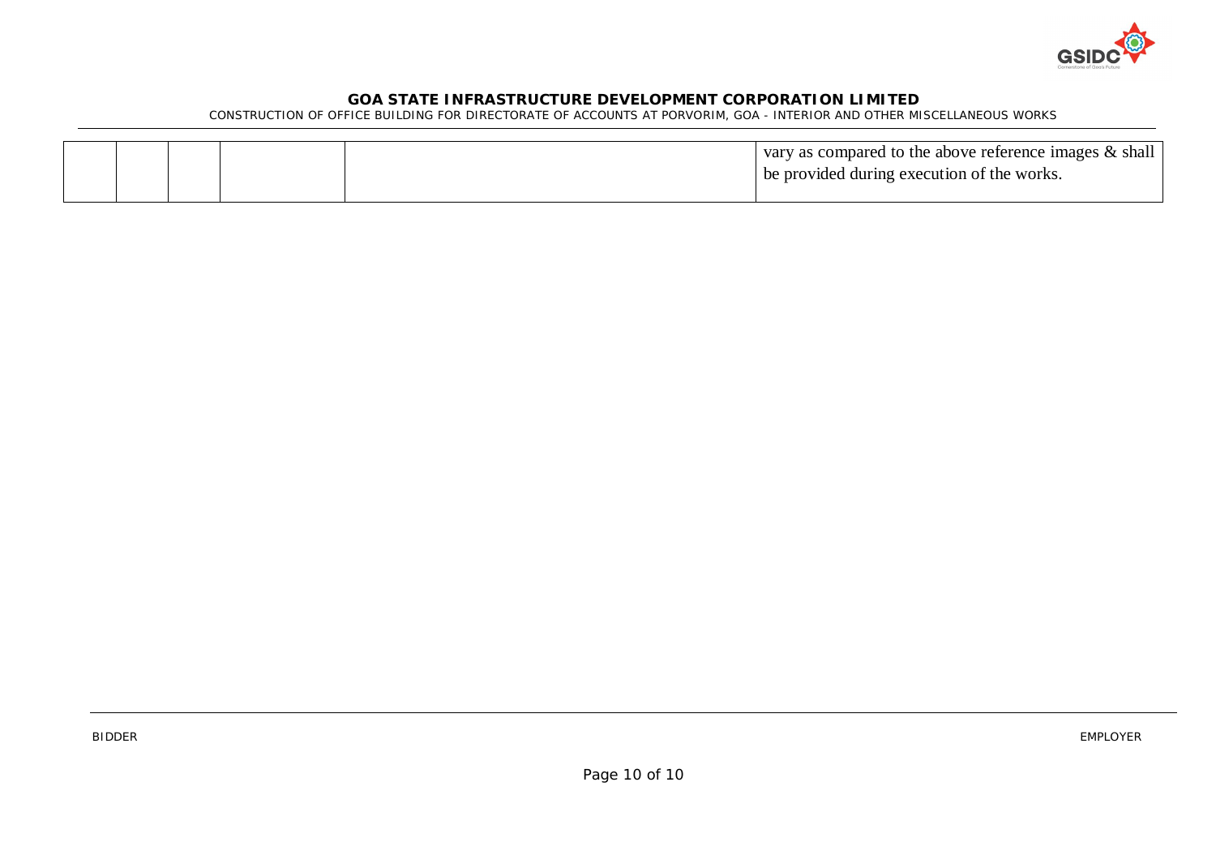| | | | | | |
|---|---|---|---|---|---|
| | | | | | vary as compared to the above reference images & shall be provided during execution of the works. |

BIDDER EMPLOYER